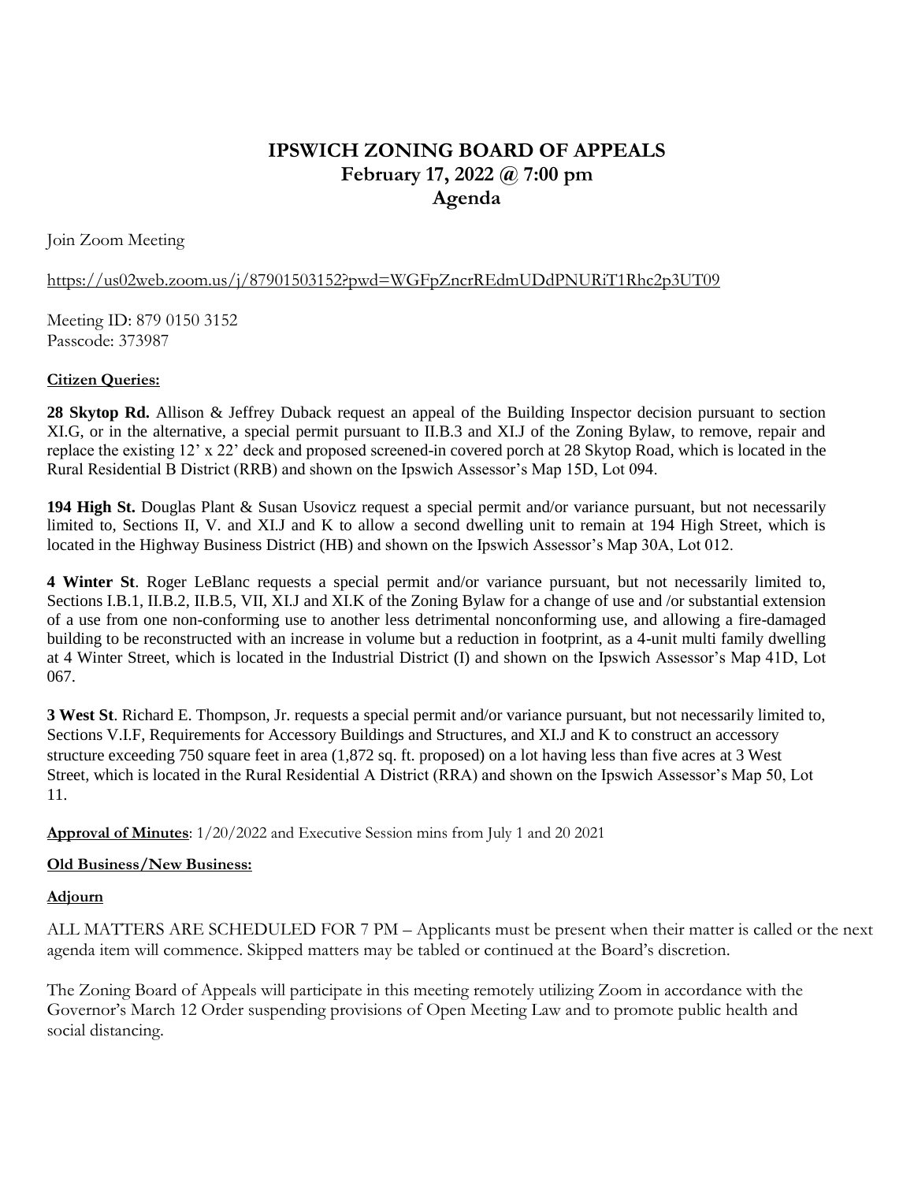# IPSWICH ZONING BOARD OF APPEALS
## February 17, 2022 @ 7:00 pm
## Agenda

Join Zoom Meeting

https://us02web.zoom.us/j/87901503152?pwd=WGFpZncrREdmUDdPNURiT1Rhc2p3UT09

Meeting ID: 879 0150 3152
Passcode: 373987

**Citizen Queries:**

**28 Skytop Rd.** Allison & Jeffrey Duback request an appeal of the Building Inspector decision pursuant to section XI.G, or in the alternative, a special permit pursuant to II.B.3 and XI.J of the Zoning Bylaw, to remove, repair and replace the existing 12' x 22' deck and proposed screened-in covered porch at 28 Skytop Road, which is located in the Rural Residential B District (RRB) and shown on the Ipswich Assessor's Map 15D, Lot 094.

**194 High St.** Douglas Plant & Susan Usovicz request a special permit and/or variance pursuant, but not necessarily limited to, Sections II, V. and XI.J and K to allow a second dwelling unit to remain at 194 High Street, which is located in the Highway Business District (HB) and shown on the Ipswich Assessor's Map 30A, Lot 012.

**4 Winter St**. Roger LeBlanc requests a special permit and/or variance pursuant, but not necessarily limited to, Sections I.B.1, II.B.2, II.B.5, VII, XI.J and XI.K of the Zoning Bylaw for a change of use and /or substantial extension of a use from one non-conforming use to another less detrimental nonconforming use, and allowing a fire-damaged building to be reconstructed with an increase in volume but a reduction in footprint, as a 4-unit multi family dwelling at 4 Winter Street, which is located in the Industrial District (I) and shown on the Ipswich Assessor's Map 41D, Lot 067.

**3 West St**. Richard E. Thompson, Jr. requests a special permit and/or variance pursuant, but not necessarily limited to, Sections V.I.F, Requirements for Accessory Buildings and Structures, and XI.J and K to construct an accessory structure exceeding 750 square feet in area (1,872 sq. ft. proposed) on a lot having less than five acres at 3 West Street, which is located in the Rural Residential A District (RRA) and shown on the Ipswich Assessor's Map 50, Lot 11.

**Approval of Minutes**: 1/20/2022 and Executive Session mins from July 1 and 20 2021

**Old Business/New Business:**

**Adjourn**

ALL MATTERS ARE SCHEDULED FOR 7 PM – Applicants must be present when their matter is called or the next agenda item will commence. Skipped matters may be tabled or continued at the Board's discretion.

The Zoning Board of Appeals will participate in this meeting remotely utilizing Zoom in accordance with the Governor's March 12 Order suspending provisions of Open Meeting Law and to promote public health and social distancing.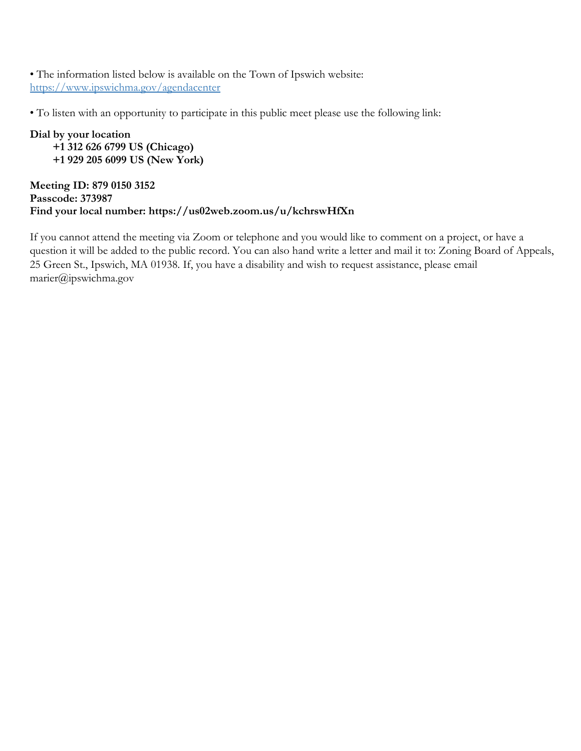• The information listed below is available on the Town of Ipswich website: https://www.ipswichma.gov/agendacenter

• To listen with an opportunity to participate in this public meet please use the following link:

**Dial by your location**
**+1 312 626 6799 US (Chicago)**
**+1 929 205 6099 US (New York)**

**Meeting ID: 879 0150 3152**
**Passcode: 373987**
**Find your local number: https://us02web.zoom.us/u/kchrswHfXn**

If you cannot attend the meeting via Zoom or telephone and you would like to comment on a project, or have a question it will be added to the public record. You can also hand write a letter and mail it to: Zoning Board of Appeals, 25 Green St., Ipswich, MA 01938. If, you have a disability and wish to request assistance, please email marier@ipswichma.gov